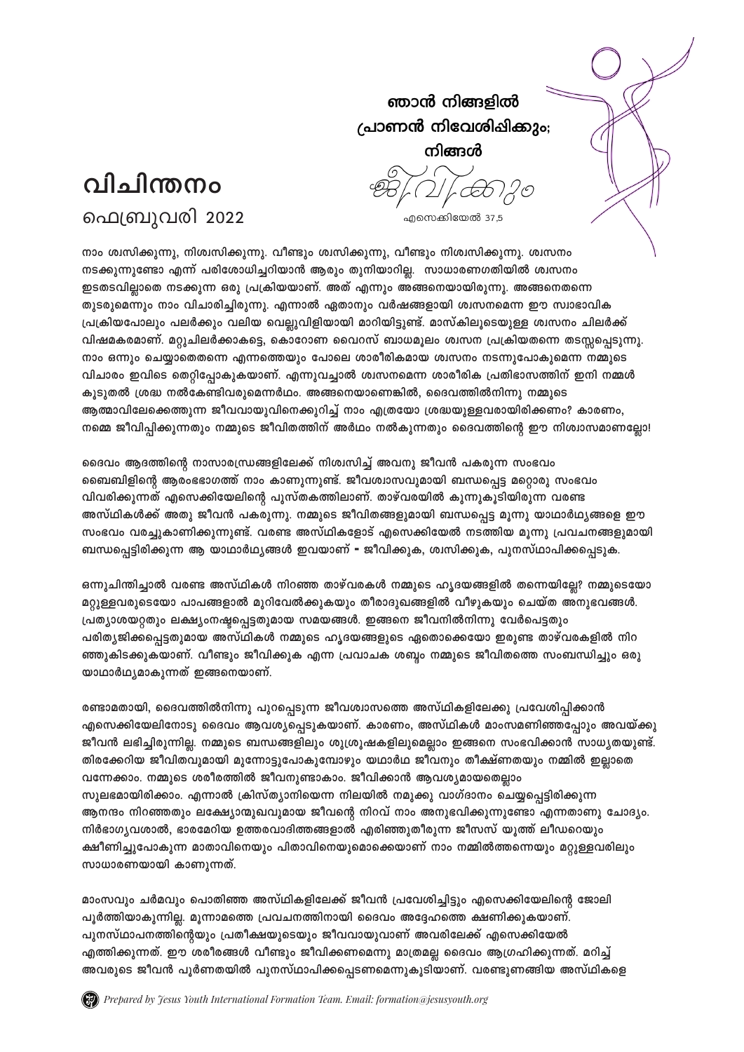# വിചിന്തനം

ഫെബ്രുവരി 2022

ഞാൻ നിങ്ങളിൽ
പ്രാണൻ നിവേശിപ്പിക്കും;
നിങ്ങൾ
ജീവിക്കും

എസെക്കിയേൽ 37,5

നാം ശ്വസിക്കുന്നു, നിശ്വസിക്കുന്നു. വീണ്ടും ശ്വസിക്കുന്നു, വീണ്ടും നിശ്വസിക്കുന്നു. ശ്വസനം നടക്കുന്നുണ്ടോ എന്ന് പരിശോധിച്ചറിയാൻ ആരും തുനിയാറില്ല. സാധാരണഗതിയിൽ ശ്വസനം ഇടതടവില്ലാതെ നടക്കുന്ന ഒരു പ്രക്രിയയാണ്. അത് എന്നും അങ്ങനെയായിരുന്നു. അങ്ങനെതന്നെ തുടരുമെന്നും നാം വിചാരിച്ചിരുന്നു. എന്നാൽ ഏതാനും വർഷങ്ങളായി ശ്വസനമെന്ന ഈ സ്വാഭാവിക പ്രക്രിയപോലും പലർക്കും വലിയ വെല്ലുവിളിയായി മാറിയിട്ടുണ്ട്. മാസ്കിലൂടെയുള്ള ശ്വസനം ചിലർക്ക് വിഷമകരമാണ്. മറ്റുചിലർക്കാകട്ടെ, കൊറോണ വൈറസ് ബാധമൂലം ശ്വസന പ്രക്രിയതന്നെ തടസ്സപ്പെടുന്നു. നാം ഒന്നും ചെയ്യാതെതന്നെ എന്നത്തെയും പോലെ ശാരീരികമായ ശ്വസനം നടന്നുപോകുമെന്ന നമ്മുടെ വിചാരം ഇവിടെ തെറ്റിപ്പോകുകയാണ്. എന്നുവച്ചാൽ ശ്വസനമെന്ന ശാരീരിക പ്രതിഭാസത്തിന് ഇനി നമ്മൾ കൂടുതൽ ശ്രദ്ധ നൽകേണ്ടിവരുമെന്നർത്ഥം. അങ്ങനെയാണെങ്കിൽ, ദൈവത്തിൽനിന്നു നമ്മുടെ ആത്മാവിലേക്കെത്തുന്ന ജീവവായുവിനെക്കുറിച്ച് നാം എത്രയോ ശ്രദ്ധയുള്ളവരായിരിക്കണം? കാരണം, നമ്മെ ജീവിപ്പിക്കുന്നതും നമ്മുടെ ജീവിതത്തിന് അർത്ഥം നൽകുന്നതും ദൈവത്തിന്റെ ഈ നിശ്വാസമാണല്ലോ!

ദൈവം ആദത്തിന്റെ നാസാരന്ധ്രങ്ങളിലേക്ക് നിശ്വസിച്ച് അവനു ജീവൻ പകരുന്ന സംഭവം ബൈബിളിന്റെ ആരംഭഭാഗത്ത് നാം കാണുന്നുണ്ട്. ജീവശ്വാസവുമായി ബന്ധപ്പെട്ട മറ്റൊരു സംഭവം വിവരിക്കുന്നത് എസെക്കിയേലിന്റെ പുസ്തകത്തിലാണ്. താഴ്വരയിൽ കുന്നുകൂടിയിരുന്ന വരണ്ട അസ്ഥികൾക്ക് അതു ജീവൻ പകരുന്നു. നമ്മുടെ ജീവിതങ്ങളുമായി ബന്ധപ്പെട്ട മൂന്നു യാഥാർത്ഥ്യങ്ങളെ ഈ സംഭവം വരച്ചുകാണിക്കുന്നുണ്ട്. വരണ്ട അസ്ഥികളോട് എസെക്കിയേൽ നടത്തിയ മൂന്നു പ്രവചനങ്ങളുമായി ബന്ധപ്പെട്ടിരിക്കുന്ന ആ യാഥാർത്ഥ്യങ്ങൾ ഇവയാണ് - ജീവിക്കുക, ശ്വസിക്കുക, പുനസ്ഥാപിക്കപ്പെടുക.

ഒന്നുചിന്തിച്ചാൽ വരണ്ട അസ്ഥികൾ നിറഞ്ഞ താഴ്വരകൾ നമ്മുടെ ഹൃദയങ്ങളിൽ തന്നെയില്ലേ? നമ്മുടെയോ മറ്റുള്ളവരുടെയോ പാപങ്ങളാൽ മുറിവേൽക്കുകയും തീരാദുഃഖങ്ങളിൽ വീഴുകയും ചെയ്ത അനുഭവങ്ങൾ. പ്രത്യാശയറ്റതും ലക്ഷ്യംനഷ്ടപ്പെട്ടതുമായ സമയങ്ങൾ. ഇങ്ങനെ ജീവനിൽനിന്നു വേർപെട്ടതും പരിത്യജിക്കപ്പെട്ടതുമായ അസ്ഥികൾ നമ്മുടെ ഹൃദയങ്ങളുടെ ഏതൊക്കെയോ ഇരുണ്ട താഴ്വരകളിൽ നിറഞ്ഞുകിടക്കുകയാണ്. വീണ്ടും ജീവിക്കുക എന്ന പ്രവാചക ശബ്ദം നമ്മുടെ ജീവിതത്തെ സംബന്ധിച്ചും ഒരു യാഥാർത്ഥ്യമാകുന്നത് ഇങ്ങനെയാണ്.

രണ്ടാമതായി, ദൈവത്തിൽനിന്നു പുറപ്പെടുന്ന ജീവശ്വാസത്തെ അസ്ഥികളിലേക്കു പ്രവേശിപ്പിക്കാൻ എസെക്കിയേലിനോടു ദൈവം ആവശ്യപ്പെടുകയാണ്. കാരണം, അസ്ഥികൾ മാംസമണിഞ്ഞപ്പോഴും അവയ്ക്കു ജീവൻ ലഭിച്ചിരുന്നില്ല. നമ്മുടെ ബന്ധങ്ങളിലും ശുശ്രൂഷകളിലുമെല്ലാം ഇങ്ങനെ സംഭവിക്കാൻ സാധ്യതയുണ്ട്. തിരക്കേറിയ ജീവിതവുമായി മുന്നോട്ടുപോകുമ്പോഴും യഥാർഥ ജീവനും തീക്ഷ്ണതയും നമ്മിൽ ഇല്ലാതെ വന്നേക്കാം. നമ്മുടെ ശരീരത്തിൽ ജീവനുണ്ടാകാം. ജീവിക്കാൻ ആവശ്യമായതെല്ലാം സുലഭമായിരിക്കാം. എന്നാൽ ക്രിസ്ത്യാനിയെന്ന നിലയിൽ നമുക്കു വാഗ്ദാനം ചെയ്യപ്പെട്ടിരിക്കുന്ന ആനന്ദം നിറഞ്ഞതും ലക്ഷ്യോന്മുഖവുമായ ജീവന്റെ നിറവ് നാം അനുഭവിക്കുന്നുണ്ടോ എന്നതാണു ചോദ്യം. നിർഭാഗ്യവശാൽ, ഭാരമേറിയ ഉത്തരവാദിത്തങ്ങളാൽ എരിഞ്ഞുതീരുന്ന ജീസസ് യൂത്ത് ലീഡറെയും ക്ഷീണിച്ചുപോകുന്ന മാതാവിനെയും പിതാവിനെയുമൊക്കെയാണ് നാം നമ്മിൽത്തന്നെയും മറ്റുള്ളവരിലും സാധാരണയായി കാണുന്നത്.

മാംസവും ചർമവും പൊതിഞ്ഞ അസ്ഥികളിലേക്ക് ജീവൻ പ്രവേശിച്ചിട്ടും എസെക്കിയേലിന്റെ ജോലി പൂർത്തിയാകുന്നില്ല. മൂന്നാമത്തെ പ്രവചനത്തിനായി ദൈവം അദ്ദേഹത്തെ ക്ഷണിക്കുകയാണ്. പുനസ്ഥാപനത്തിന്റെയും പ്രതീക്ഷയുടെയും ജീവവായുവാണ് അവരിലേക്ക് എസെക്കിയേൽ എത്തിക്കുന്നത്. ഈ ശരീരങ്ങൾ വീണ്ടും ജീവിക്കണമെന്നു മാത്രമല്ല ദൈവം ആഗ്രഹിക്കുന്നത്. മറിച്ച് അവരുടെ ജീവൻ പൂർണതയിൽ പുനസ്ഥാപിക്കപ്പെടണമെന്നുകൂടിയാണ്. വരണ്ടുണങ്ങിയ അസ്ഥികളെ

*Prepared by Jesus Youth International Formation Team. Email: formation@jesusyouth.org*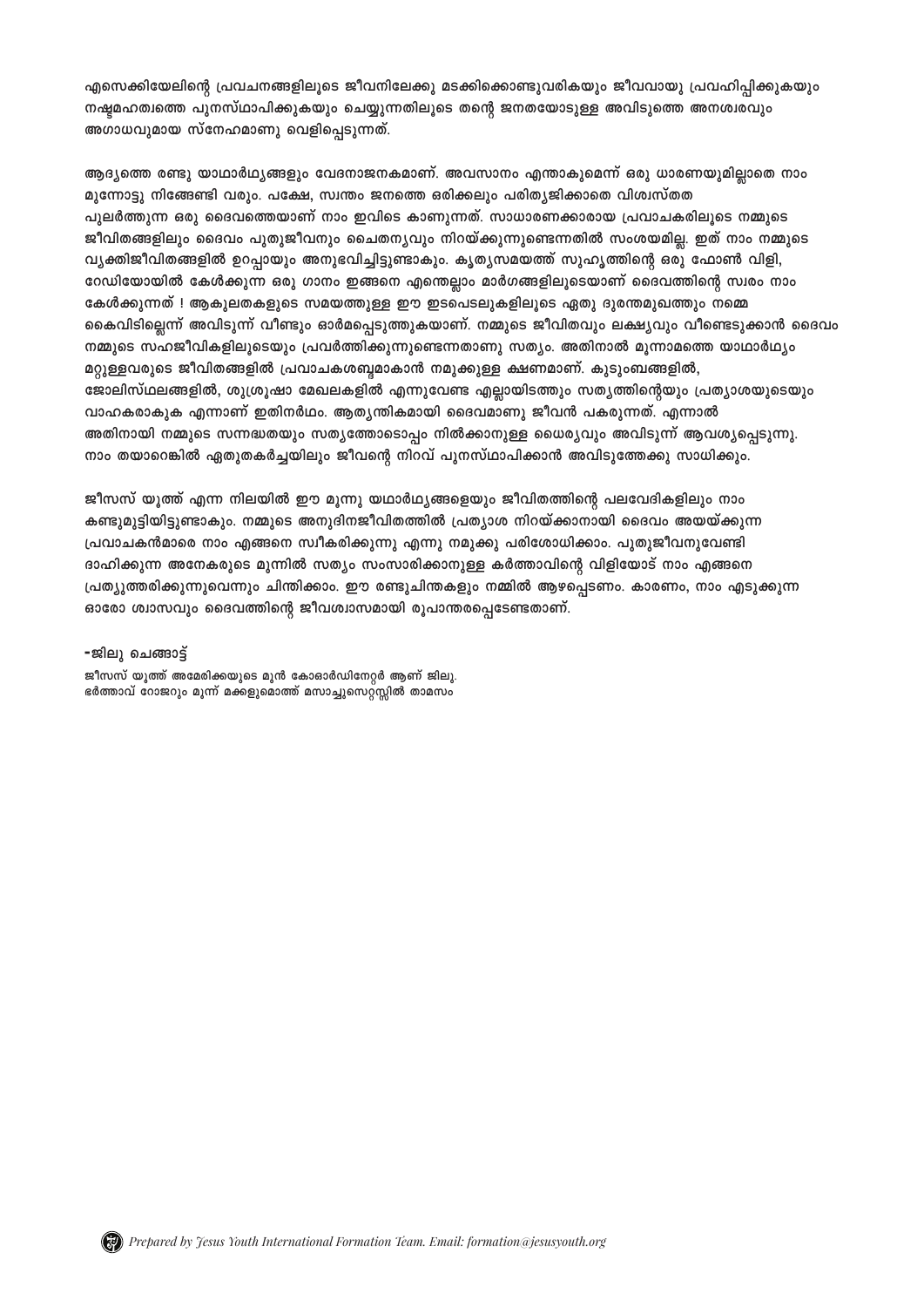എസെക്കിയേലിന്റെ പ്രവചനങ്ങളിലൂടെ ജീവനിലേക്കു മടക്കിക്കൊണ്ടുവരികയും ജീവവായു പ്രവഹിപ്പിക്കുകയും നഷ്ടമഹത്വത്തെ പുനസ്ഥാപിക്കുകയും ചെയ്യുന്നതിലൂടെ തന്റെ ജനതയോടുള്ള അവിടുത്തെ അനശ്വരവും അഗാധവുമായ സ്നേഹമാണു വെളിപ്പെടുന്നത്.

ആദ്യത്തെ രണ്ടു യാഥാർഥ്യങ്ങളും വേദനാജനകമാണ്. അവസാനം എന്താകുമെന്ന് ഒരു ധാരണയുമില്ലാതെ നാം മുന്നോട്ടു നീങ്ങേണ്ടി വരും. പക്ഷേ, സ്വന്തം ജനത്തെ ഒരിക്കലും പരിത്യജിക്കാതെ വിശ്വസ്തത പുലർത്തുന്ന ഒരു ദൈവത്തെയാണ് നാം ഇവിടെ കാണുന്നത്. സാധാരണക്കാരായ പ്രവാചകരിലൂടെ നമ്മുടെ ജീവിതങ്ങളിലും ദൈവം പുതുജീവനും ചൈതന്യവും നിറയ്ക്കുന്നുണ്ടെന്നതിൽ സംശയമില്ല. ഇത് നാം നമ്മുടെ വ്യക്തിജീവിതങ്ങളിൽ ഉറപ്പായും അനുഭവിച്ചിട്ടുണ്ടാകും. കൃത്യസമയത്ത് സുഹൃത്തിന്റെ ഒരു ഫോൺ വിളി, റേഡിയോയിൽ കേൾക്കുന്ന ഒരു ഗാനം ഇങ്ങനെ എന്തെല്ലാം മാർഗങ്ങളിലൂടെയാണ് ദൈവത്തിന്റെ സ്വരം നാം കേൾക്കുന്നത് ! ആകുലതകളുടെ സമയത്തുള്ള ഈ ഇടപെടലുകളിലൂടെ ഏതു ദുരന്തമുഖത്തും നമ്മെ കൈവിടില്ലെന്ന് അവിടുന്ന് വീണ്ടും ഓർമപ്പെടുത്തുകയാണ്. നമ്മുടെ ജീവിതവും ലക്ഷ്യവും വീണ്ടെടുക്കാൻ ദൈവം നമ്മുടെ സഹജീവികളിലൂടെയും പ്രവർത്തിക്കുന്നുണ്ടെന്നതാണു സത്യം. അതിനാൽ മൂന്നാമത്തെ യാഥാർഥ്യം മറ്റുള്ളവരുടെ ജീവിതങ്ങളിൽ പ്രവാചകശബ്ദമാകാൻ നമുക്കുള്ള ക്ഷണമാണ്. കുടുംബങ്ങളിൽ, ജോലിസ്ഥലങ്ങളിൽ, ശുശ്രൂഷാ മേഖലകളിൽ എന്നുവേണ്ട എല്ലായിടത്തും സത്യത്തിന്റെയും പ്രത്യാശയുടെയും വാഹകരാകുക എന്നാണ് ഇതിനർഥം. ആത്യന്തികമായി ദൈവമാണു ജീവൻ പകരുന്നത്. എന്നാൽ അതിനായി നമ്മുടെ സന്നദ്ധതയും സത്യത്തോടൊപ്പം നിൽക്കാനുള്ള ധൈര്യവും അവിടുന്ന് ആവശ്യപ്പെടുന്നു. നാം തയാറെങ്കിൽ ഏതുതകർച്ചയിലും ജീവന്റെ നിറവ് പുനസ്ഥാപിക്കാൻ അവിടുത്തേക്കു സാധിക്കും.

ജീസസ് യൂത്ത് എന്ന നിലയിൽ ഈ മൂന്നു യഥാർഥ്യങ്ങളെയും ജീവിതത്തിന്റെ പലവേദികളിലും നാം കണ്ടുമുട്ടിയിട്ടുണ്ടാകും. നമ്മുടെ അനുദിനജീവിതത്തിൽ പ്രത്യാശ നിറയ്ക്കാനായി ദൈവം അയയ്ക്കുന്ന പ്രവാചകൻമാരെ നാം എങ്ങനെ സ്വീകരിക്കുന്നു എന്നു നമുക്കു പരിശോധിക്കാം. പുതുജീവനുവേണ്ടി ദാഹിക്കുന്ന അനേകരുടെ മുന്നിൽ സത്യം സംസാരിക്കാനുള്ള കർത്താവിന്റെ വിളിയോട് നാം എങ്ങനെ പ്രത്യുത്തരിക്കുന്നുവെന്നും ചിന്തിക്കാം. ഈ രണ്ടുചിന്തകളും നമ്മിൽ ആഴപ്പെടണം. കാരണം, നാം എടുക്കുന്ന ഓരോ ശ്വാസവും ദൈവത്തിന്റെ ജീവശ്വാസമായി രൂപാന്തരപ്പെടേണ്ടതാണ്.

**-ജിലു ചെങ്ങാട്ട്**

ജീസസ് യൂത്ത് അമേരിക്കയുടെ മുൻ കോഓർഡിനേറ്റർ ആണ് ജിലു.
ഭർത്താവ് റോജറും മൂന്ന് മക്കളുമൊത്ത് മസാച്ചുസെറ്റ്സിൽ താമസം

*Prepared by Jesus Youth International Formation Team. Email: formation@jesusyouth.org*